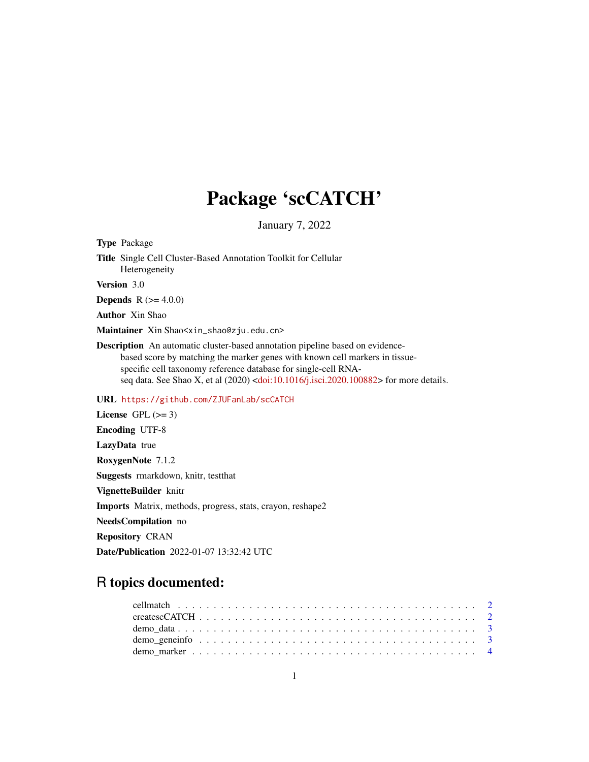# Package 'scCATCH'

January 7, 2022

**Type** Package

**Title** Single Cell Cluster-Based Annotation Toolkit for Cellular Heterogeneity

**Version** 3.0

**Depends** R (>= 4.0.0)

**Author** Xin Shao

**Maintainer** Xin Shao<xin_shao@zju.edu.cn>

**Description** An automatic cluster-based annotation pipeline based on evidence-based score by matching the marker genes with known cell markers in tissue-specific cell taxonomy reference database for single-cell RNA-seq data. See Shao X, et al (2020) <doi:10.1016/j.isci.2020.100882> for more details.

**URL** https://github.com/ZJUFanLab/scCATCH

**License** GPL (>= 3)

**Encoding** UTF-8

**LazyData** true

**RoxygenNote** 7.1.2

**Suggests** rmarkdown, knitr, testthat

**VignetteBuilder** knitr

**Imports** Matrix, methods, progress, stats, crayon, reshape2

**NeedsCompilation** no

**Repository** CRAN

**Date/Publication** 2022-01-07 13:32:42 UTC

## R topics documented:

- cellmatch . . . . . . . . . . . . . . . . . . . . . . . . . . . . . . . . . . . . . . . 2
- createscCATCH . . . . . . . . . . . . . . . . . . . . . . . . . . . . . . . . . . . 2
- demo_data . . . . . . . . . . . . . . . . . . . . . . . . . . . . . . . . . . . . . . 3
- demo_geneinfo . . . . . . . . . . . . . . . . . . . . . . . . . . . . . . . . . . . 3
- demo_marker . . . . . . . . . . . . . . . . . . . . . . . . . . . . . . . . . . . . 4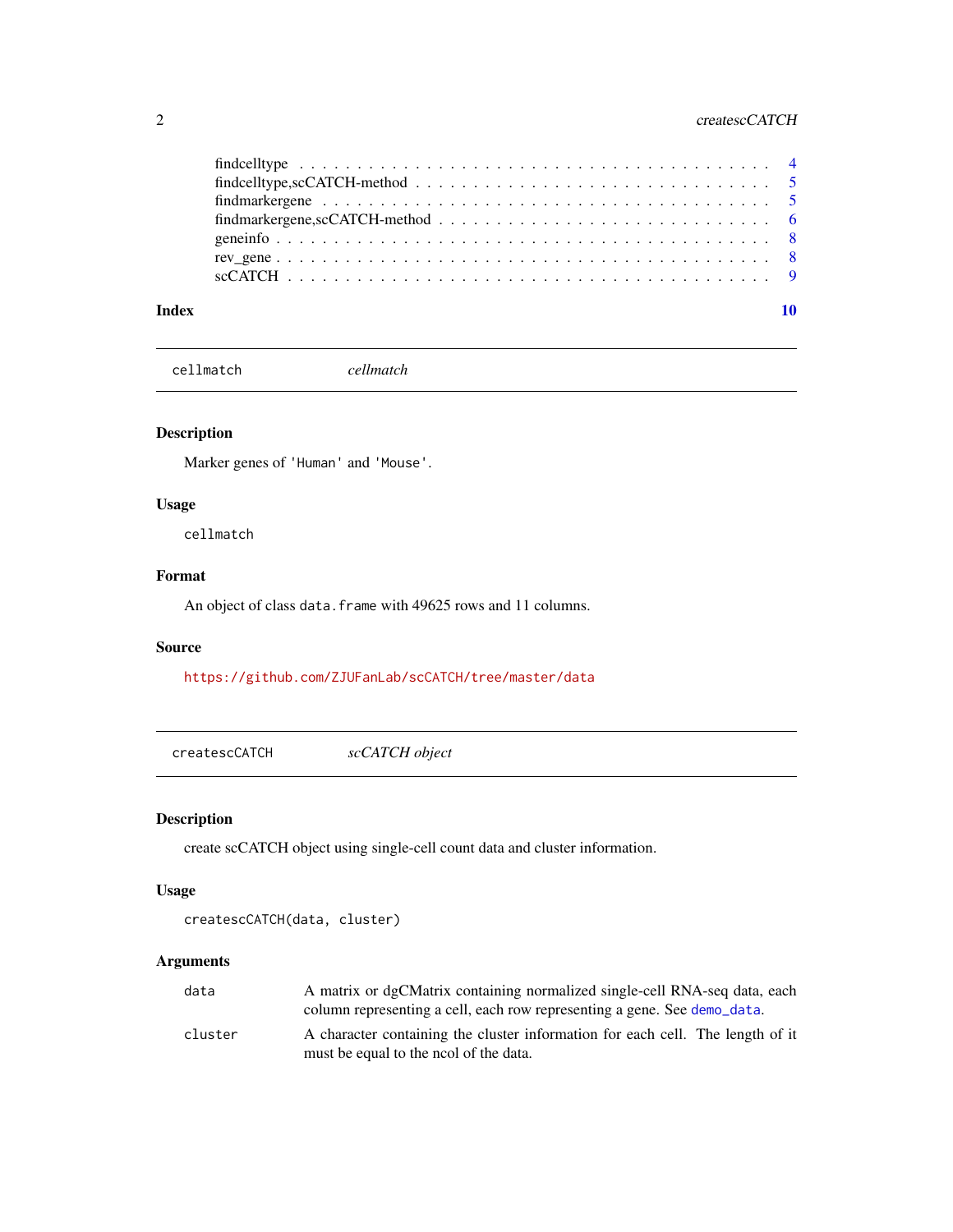findcelltype . . . . . . . . . . . . . . . . . . . . . . . . . . . . . . . . . . . . . . . 4
findcelltype,scCATCH-method . . . . . . . . . . . . . . . . . . . . . . . . . . . . . . . 5
findmarkergene . . . . . . . . . . . . . . . . . . . . . . . . . . . . . . . . . . . . . . 5
findmarkergene,scCATCH-method . . . . . . . . . . . . . . . . . . . . . . . . . . . . . 6
geneinfo . . . . . . . . . . . . . . . . . . . . . . . . . . . . . . . . . . . . . . . . . 8
rev_gene . . . . . . . . . . . . . . . . . . . . . . . . . . . . . . . . . . . . . . . . . 8
scCATCH . . . . . . . . . . . . . . . . . . . . . . . . . . . . . . . . . . . . . . . . . 9

**Index** **10**

---

## `cellmatch` *cellmatch*

### Description

Marker genes of `'Human'` and `'Mouse'`.

### Usage

```
cellmatch
```

### Format

An object of class `data.frame` with 49625 rows and 11 columns.

### Source

https://github.com/ZJUFanLab/scCATCH/tree/master/data

---

## `createscCATCH` *scCATCH object*

### Description

create scCATCH object using single-cell count data and cluster information.

### Usage

```
createscCATCH(data, cluster)
```

### Arguments

| | |
|---|---|
| `data` | A matrix or dgCMatrix containing normalized single-cell RNA-seq data, each column representing a cell, each row representing a gene. See `demo_data`. |
| `cluster` | A character containing the cluster information for each cell. The length of it must be equal to the ncol of the data. |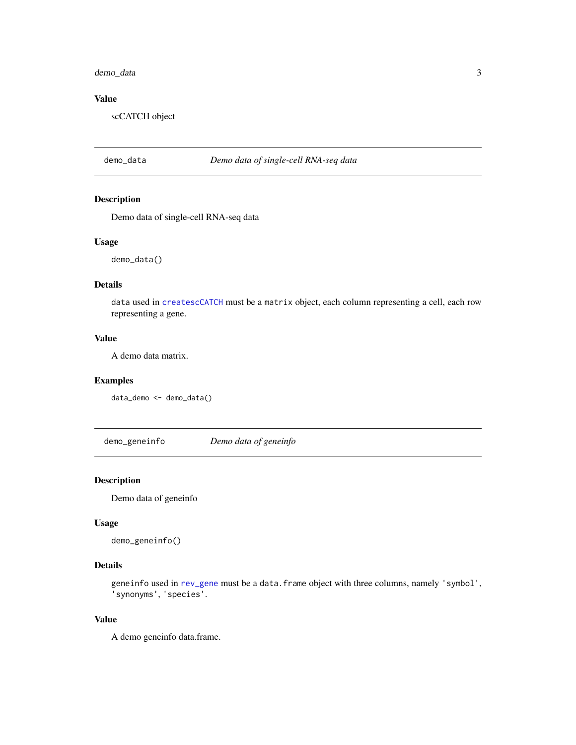### Value

scCATCH object

---

## demo_data — *Demo data of single-cell RNA-seq data*

### Description

Demo data of single-cell RNA-seq data

### Usage

```
demo_data()
```

### Details

`data` used in `createscCATCH` must be a `matrix` object, each column representing a cell, each row representing a gene.

### Value

A demo data matrix.

### Examples

```
data_demo <- demo_data()
```

---

## demo_geneinfo — *Demo data of geneinfo*

### Description

Demo data of geneinfo

### Usage

```
demo_geneinfo()
```

### Details

`geneinfo` used in `rev_gene` must be a `data.frame` object with three columns, namely `'symbol'`, `'synonyms'`, `'species'`.

### Value

A demo geneinfo data.frame.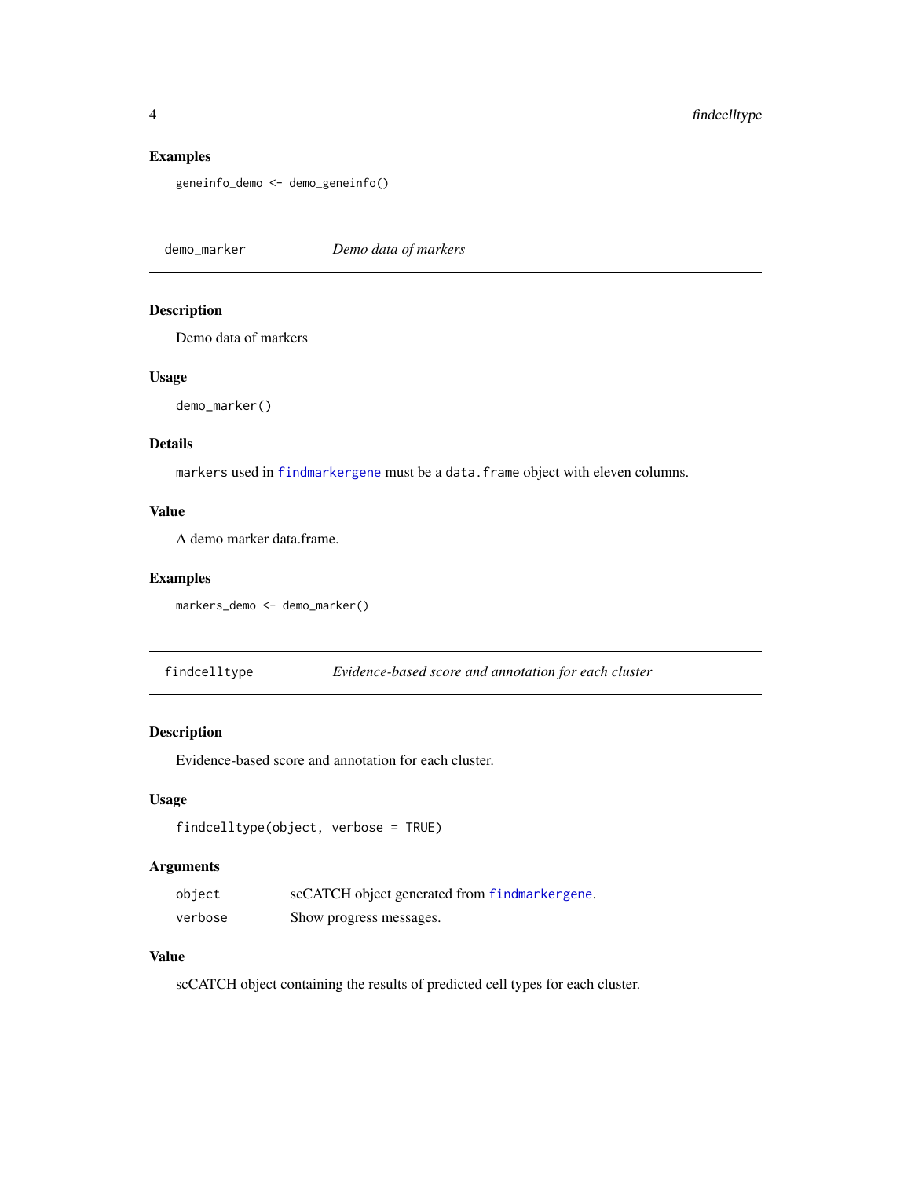### Examples

```
geneinfo_demo <- demo_geneinfo()
```

---

## demo_marker — *Demo data of markers*

---

### Description

Demo data of markers

### Usage

```
demo_marker()
```

### Details

`markers` used in `findmarkergene` must be a `data.frame` object with eleven columns.

### Value

A demo marker data.frame.

### Examples

```
markers_demo <- demo_marker()
```

---

## findcelltype — *Evidence-based score and annotation for each cluster*

---

### Description

Evidence-based score and annotation for each cluster.

### Usage

```
findcelltype(object, verbose = TRUE)
```

### Arguments

| | |
|---|---|
| `object` | scCATCH object generated from `findmarkergene`. |
| `verbose` | Show progress messages. |

### Value

scCATCH object containing the results of predicted cell types for each cluster.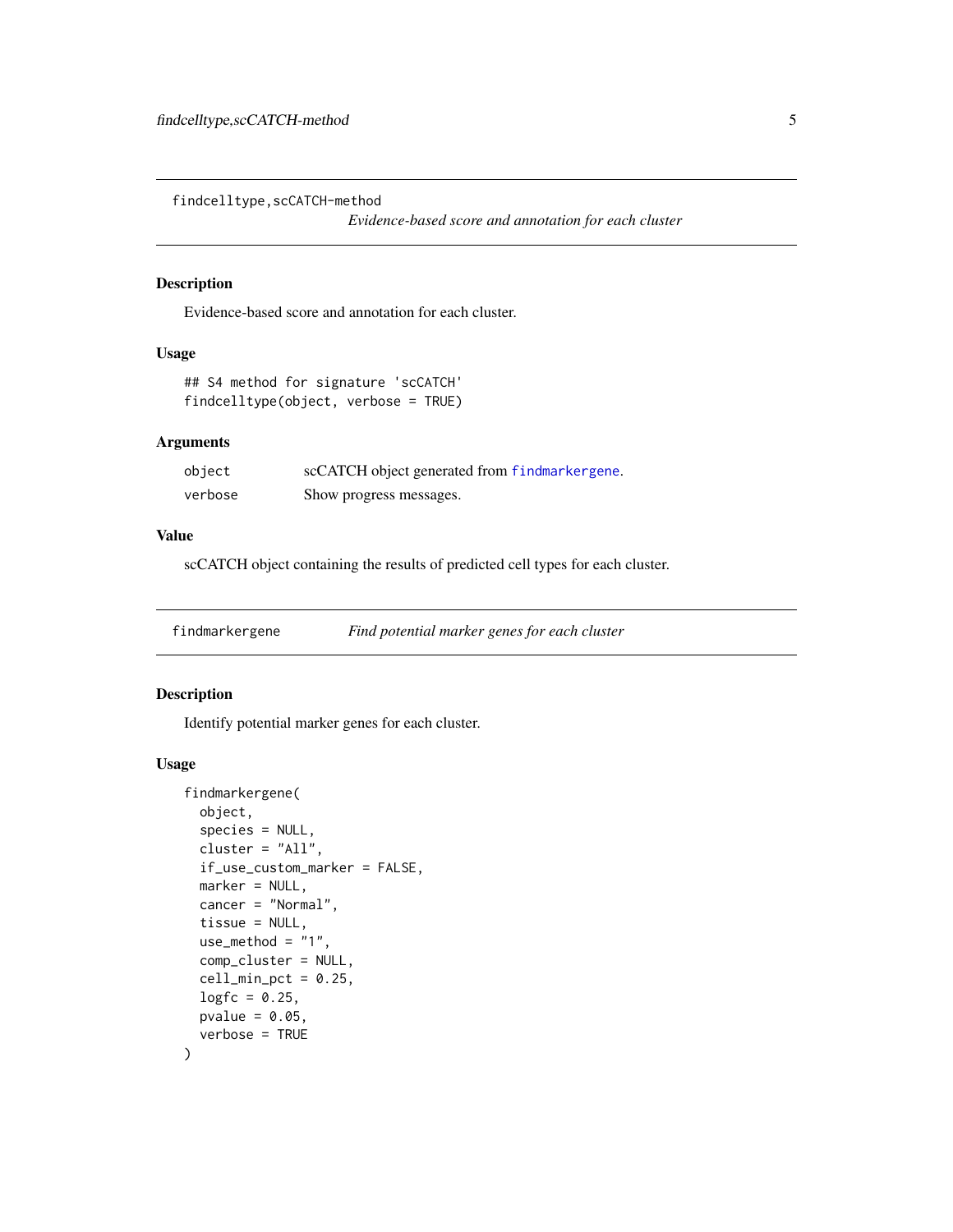## findcelltype,scCATCH-method — *Evidence-based score and annotation for each cluster*

### Description

Evidence-based score and annotation for each cluster.

### Usage

```
## S4 method for signature 'scCATCH'
findcelltype(object, verbose = TRUE)
```

### Arguments

| | |
|---|---|
| object | scCATCH object generated from findmarkergene. |
| verbose | Show progress messages. |

### Value

scCATCH object containing the results of predicted cell types for each cluster.

## findmarkergene — *Find potential marker genes for each cluster*

### Description

Identify potential marker genes for each cluster.

### Usage

```
findmarkergene(
  object,
  species = NULL,
  cluster = "All",
  if_use_custom_marker = FALSE,
  marker = NULL,
  cancer = "Normal",
  tissue = NULL,
  use_method = "1",
  comp_cluster = NULL,
  cell_min_pct = 0.25,
  logfc = 0.25,
  pvalue = 0.05,
  verbose = TRUE
)
```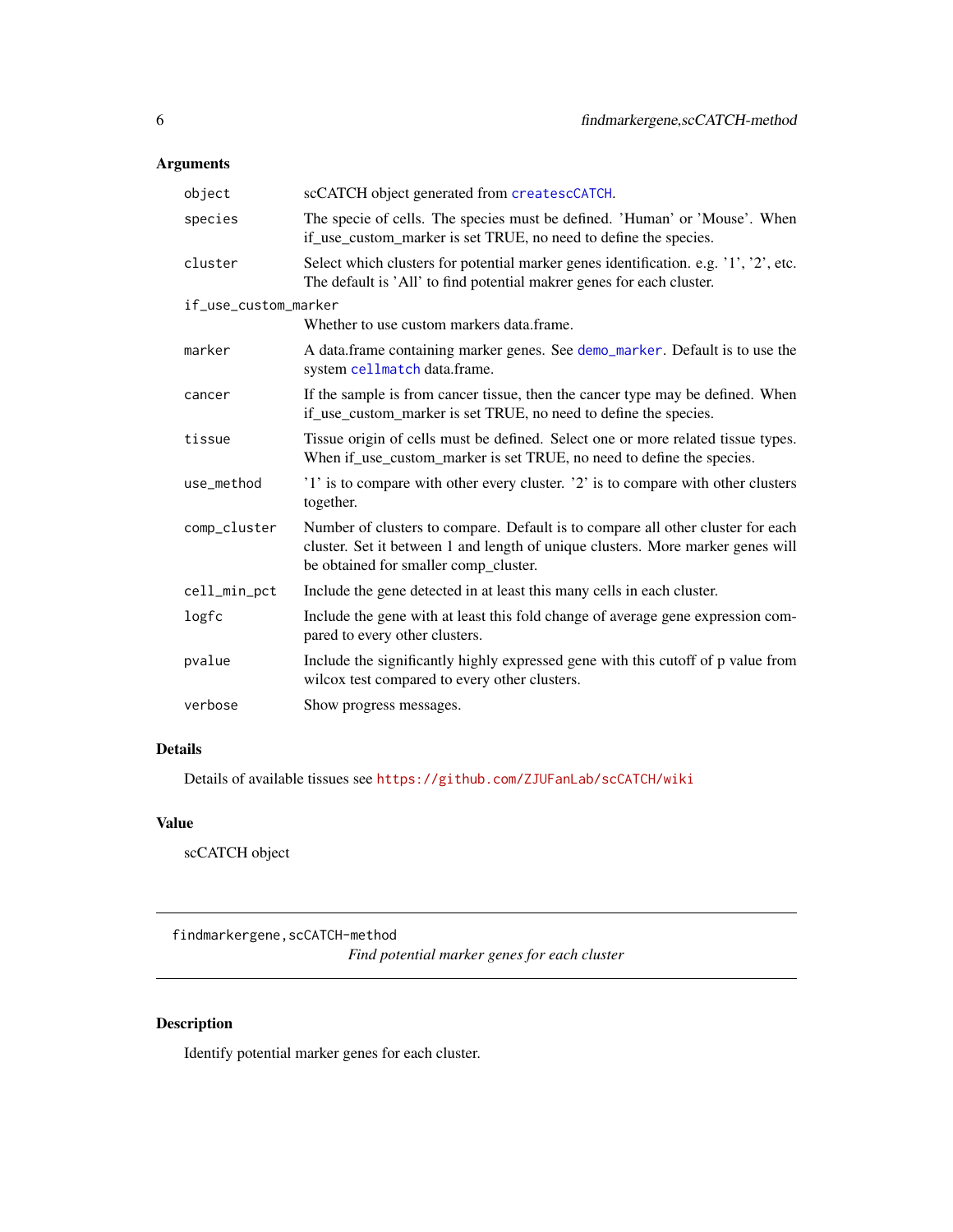### Arguments

| | |
|---|---|
| object | scCATCH object generated from createscCATCH. |
| species | The specie of cells. The species must be defined. 'Human' or 'Mouse'. When if_use_custom_marker is set TRUE, no need to define the species. |
| cluster | Select which clusters for potential marker genes identification. e.g. '1', '2', etc. The default is 'All' to find potential makrer genes for each cluster. |
| if_use_custom_marker | Whether to use custom markers data.frame. |
| marker | A data.frame containing marker genes. See demo_marker. Default is to use the system cellmatch data.frame. |
| cancer | If the sample is from cancer tissue, then the cancer type may be defined. When if_use_custom_marker is set TRUE, no need to define the species. |
| tissue | Tissue origin of cells must be defined. Select one or more related tissue types. When if_use_custom_marker is set TRUE, no need to define the species. |
| use_method | '1' is to compare with other every cluster. '2' is to compare with other clusters together. |
| comp_cluster | Number of clusters to compare. Default is to compare all other cluster for each cluster. Set it between 1 and length of unique clusters. More marker genes will be obtained for smaller comp_cluster. |
| cell_min_pct | Include the gene detected in at least this many cells in each cluster. |
| logfc | Include the gene with at least this fold change of average gene expression compared to every other clusters. |
| pvalue | Include the significantly highly expressed gene with this cutoff of p value from wilcox test compared to every other clusters. |
| verbose | Show progress messages. |

### Details

Details of available tissues see https://github.com/ZJUFanLab/scCATCH/wiki

### Value

scCATCH object

---

## findmarkergene,scCATCH-method

*Find potential marker genes for each cluster*

---

### Description

Identify potential marker genes for each cluster.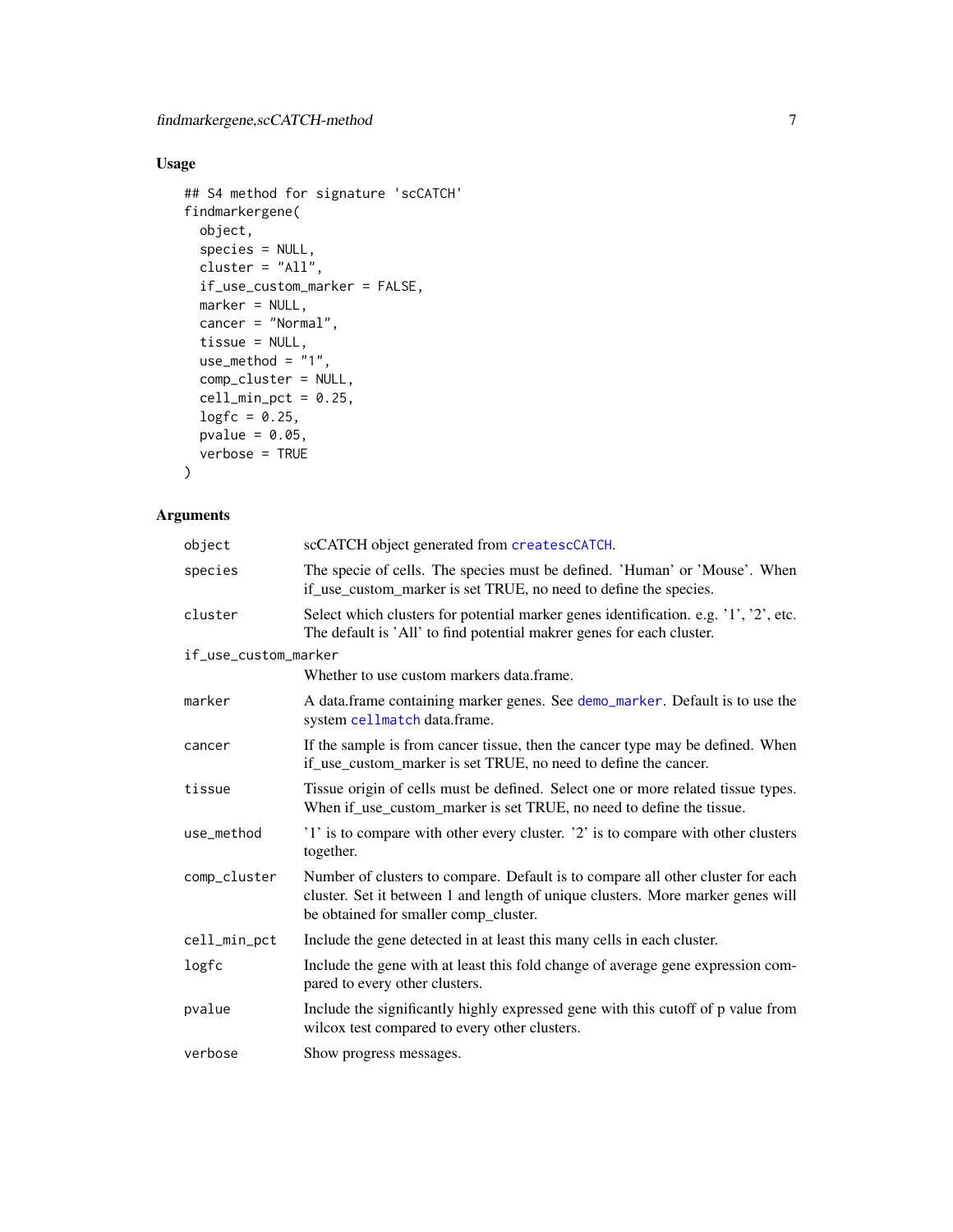## Usage

```
## S4 method for signature 'scCATCH'
findmarkergene(
  object,
  species = NULL,
  cluster = "All",
  if_use_custom_marker = FALSE,
  marker = NULL,
  cancer = "Normal",
  tissue = NULL,
  use_method = "1",
  comp_cluster = NULL,
  cell_min_pct = 0.25,
  logfc = 0.25,
  pvalue = 0.05,
  verbose = TRUE
)
```

## Arguments

| Argument | Description |
|---|---|
| `object` | scCATCH object generated from `createscCATCH`. |
| `species` | The specie of cells. The species must be defined. 'Human' or 'Mouse'. When if_use_custom_marker is set TRUE, no need to define the species. |
| `cluster` | Select which clusters for potential marker genes identification. e.g. '1', '2', etc. The default is 'All' to find potential makrer genes for each cluster. |
| `if_use_custom_marker` | Whether to use custom markers data.frame. |
| `marker` | A data.frame containing marker genes. See `demo_marker`. Default is to use the system `cellmatch` data.frame. |
| `cancer` | If the sample is from cancer tissue, then the cancer type may be defined. When if_use_custom_marker is set TRUE, no need to define the cancer. |
| `tissue` | Tissue origin of cells must be defined. Select one or more related tissue types. When if_use_custom_marker is set TRUE, no need to define the tissue. |
| `use_method` | '1' is to compare with other every cluster. '2' is to compare with other clusters together. |
| `comp_cluster` | Number of clusters to compare. Default is to compare all other cluster for each cluster. Set it between 1 and length of unique clusters. More marker genes will be obtained for smaller comp_cluster. |
| `cell_min_pct` | Include the gene detected in at least this many cells in each cluster. |
| `logfc` | Include the gene with at least this fold change of average gene expression compared to every other clusters. |
| `pvalue` | Include the significantly highly expressed gene with this cutoff of p value from wilcox test compared to every other clusters. |
| `verbose` | Show progress messages. |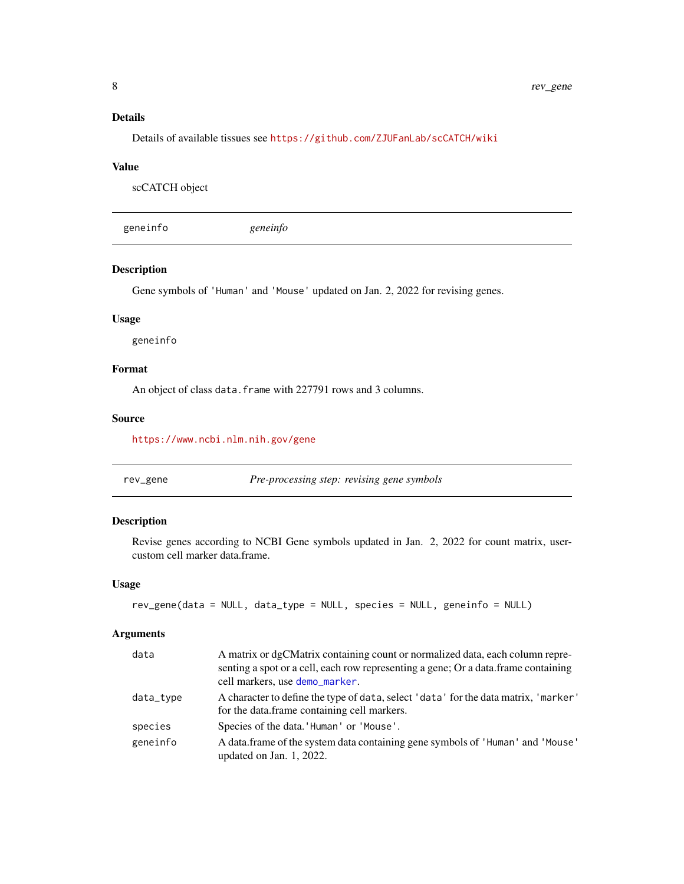### Details

Details of available tissues see https://github.com/ZJUFanLab/scCATCH/wiki

### Value

scCATCH object

---

## geneinfo — *geneinfo*

### Description

Gene symbols of 'Human' and 'Mouse' updated on Jan. 2, 2022 for revising genes.

### Usage

```
geneinfo
```

### Format

An object of class `data.frame` with 227791 rows and 3 columns.

### Source

https://www.ncbi.nlm.nih.gov/gene

---

## rev_gene — *Pre-processing step: revising gene symbols*

### Description

Revise genes according to NCBI Gene symbols updated in Jan. 2, 2022 for count matrix, user-custom cell marker data.frame.

### Usage

```
rev_gene(data = NULL, data_type = NULL, species = NULL, geneinfo = NULL)
```

### Arguments

| | |
|---|---|
| `data` | A matrix or dgCMatrix containing count or normalized data, each column representing a spot or a cell, each row representing a gene; Or a data.frame containing cell markers, use `demo_marker`. |
| `data_type` | A character to define the type of `data`, select 'data' for the data matrix, 'marker' for the data.frame containing cell markers. |
| `species` | Species of the data. 'Human' or 'Mouse'. |
| `geneinfo` | A data.frame of the system data containing gene symbols of 'Human' and 'Mouse' updated on Jan. 1, 2022. |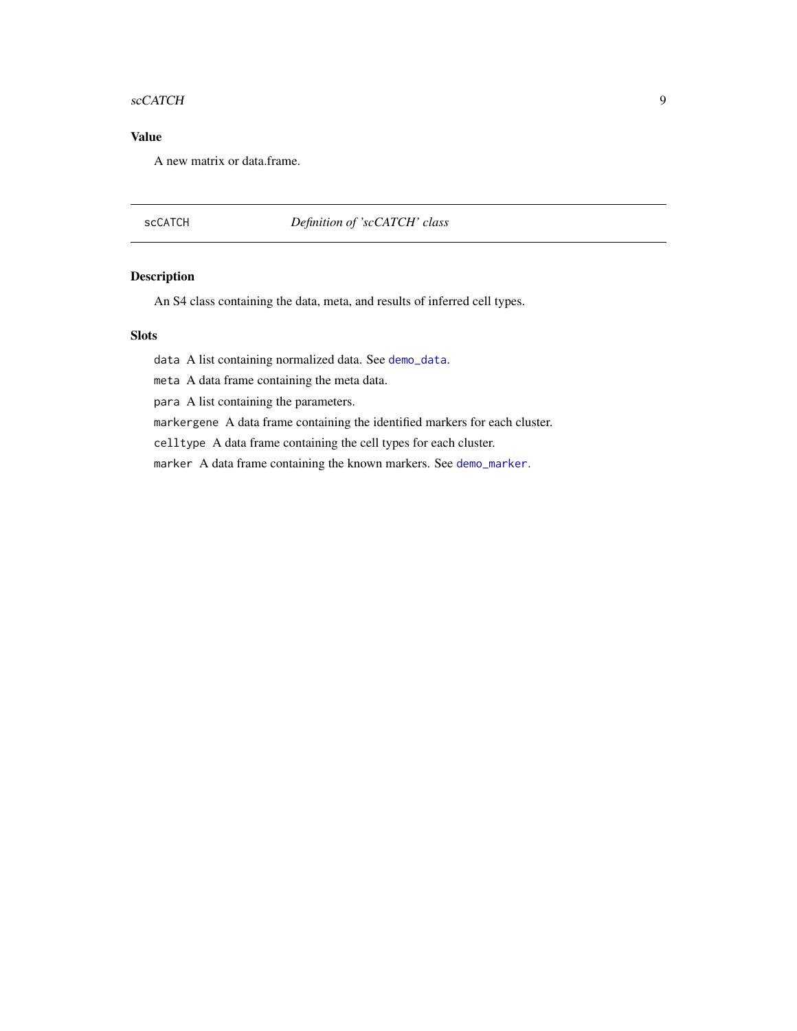### Value

A new matrix or data.frame.

---

## scCATCH — *Definition of 'scCATCH' class*

---

### Description

An S4 class containing the data, meta, and results of inferred cell types.

### Slots

- `data` A list containing normalized data. See `demo_data`.
- `meta` A data frame containing the meta data.
- `para` A list containing the parameters.
- `markergene` A data frame containing the identified markers for each cluster.
- `celltype` A data frame containing the cell types for each cluster.
- `marker` A data frame containing the known markers. See `demo_marker`.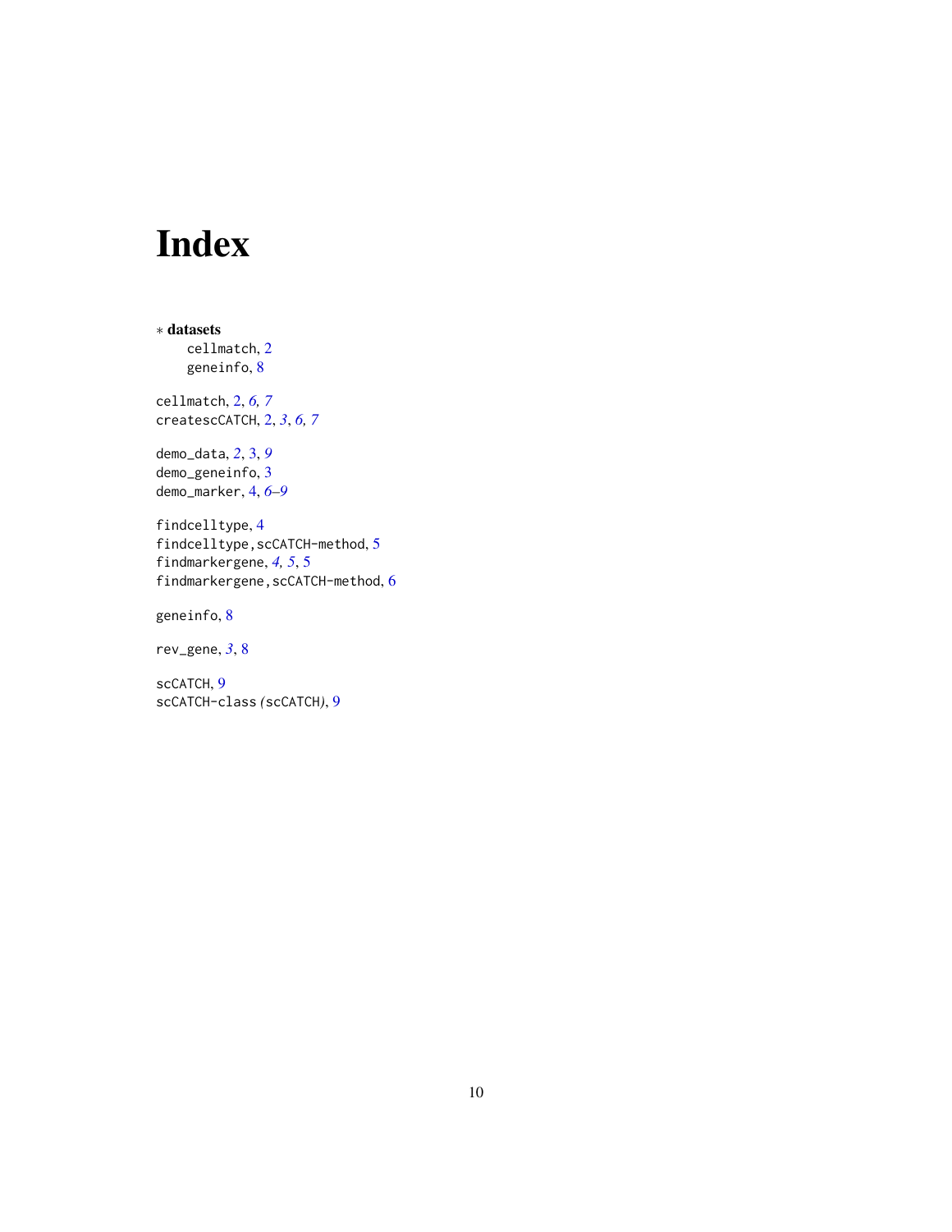# Index

∗ **datasets**
  cellmatch, 2
  geneinfo, 8

cellmatch, 2, *6, 7*
createscCATCH, 2, *3*, *6, 7*

demo_data, *2*, 3, *9*
demo_geneinfo, 3
demo_marker, 4, *6–9*

findcelltype, 4
findcelltype,scCATCH-method, 5
findmarkergene, *4, 5*, 5
findmarkergene,scCATCH-method, 6

geneinfo, 8

rev_gene, *3*, 8

scCATCH, 9
scCATCH-class *(*scCATCH*)*, 9